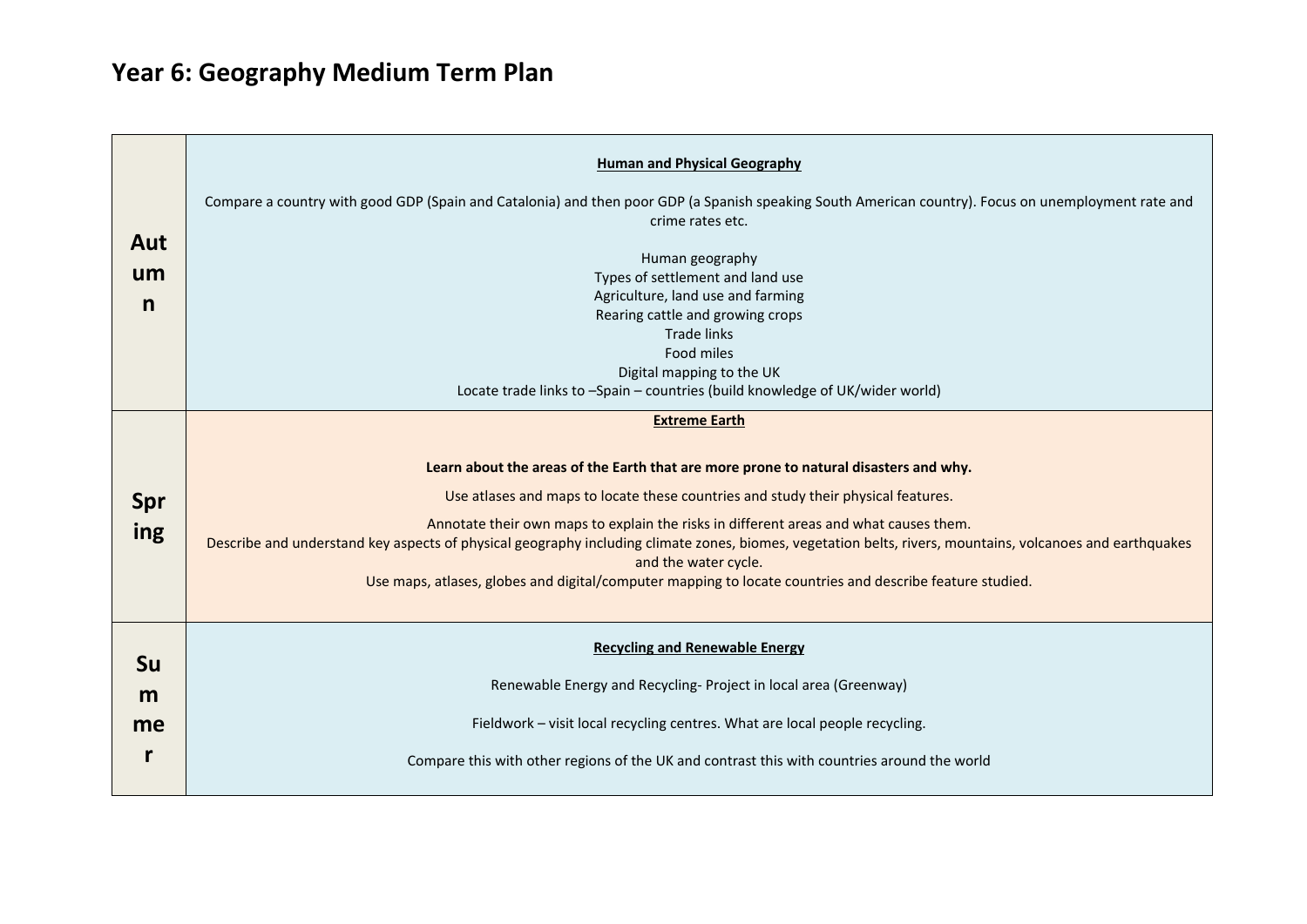# Year 6: Geography Medium Term Plan

| | |
|---|---|
| **Autumn** | **Human and Physical Geography**<br><br>Compare a country with good GDP (Spain and Catalonia) and then poor GDP (a Spanish speaking South American country). Focus on unemployment rate and crime rates etc.<br><br>Human geography<br>Types of settlement and land use<br>Agriculture, land use and farming<br>Rearing cattle and growing crops<br>Trade links<br>Food miles<br>Digital mapping to the UK<br>Locate trade links to –Spain – countries (build knowledge of UK/wider world) |
| **Spring** | **Extreme Earth**<br><br>**Learn about the areas of the Earth that are more prone to natural disasters and why.**<br><br>Use atlases and maps to locate these countries and study their physical features.<br><br>Annotate their own maps to explain the risks in different areas and what causes them.<br>Describe and understand key aspects of physical geography including climate zones, biomes, vegetation belts, rivers, mountains, volcanoes and earthquakes and the water cycle.<br>Use maps, atlases, globes and digital/computer mapping to locate countries and describe feature studied. |
| **Summer** | **Recycling and Renewable Energy**<br><br>Renewable Energy and Recycling- Project in local area (Greenway)<br><br>Fieldwork – visit local recycling centres. What are local people recycling.<br><br>Compare this with other regions of the UK and contrast this with countries around the world |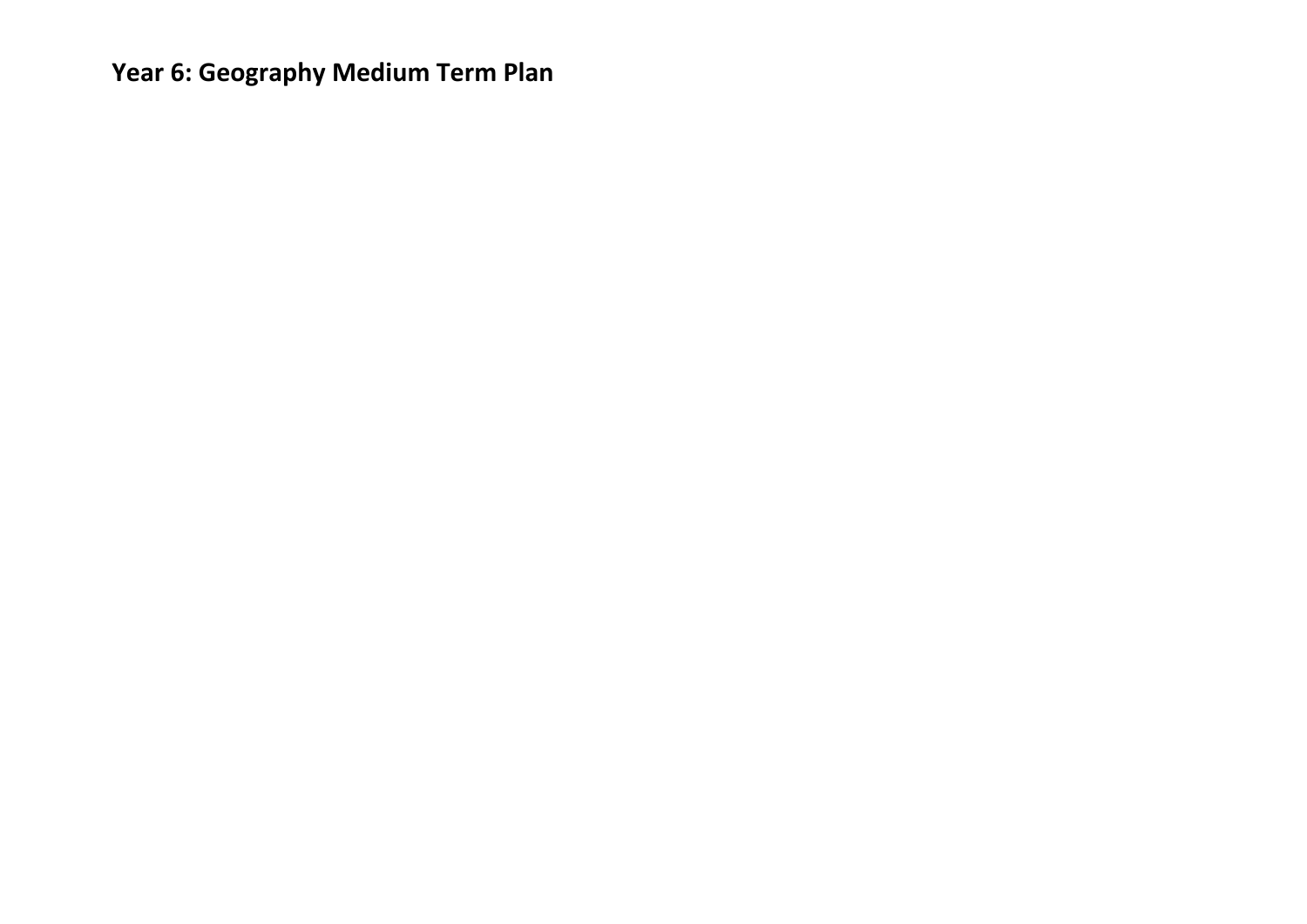**Year 6: Geography Medium Term Plan**